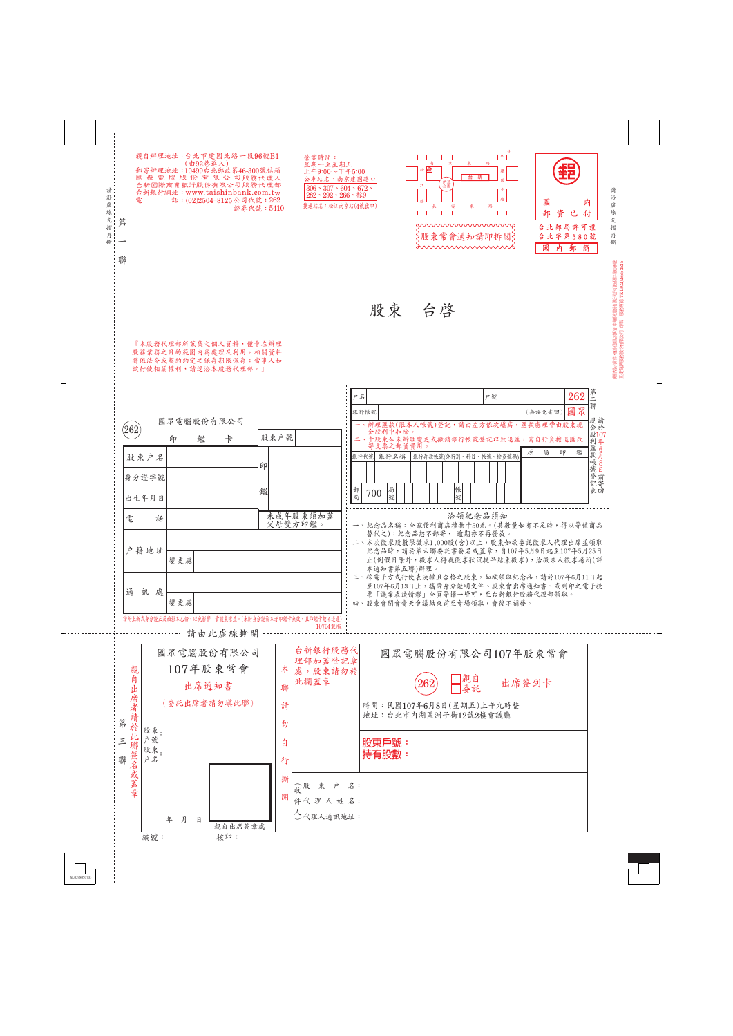請沿虛線先摺再撕

第一聯

親自辦理地址：台北市建國北路一段96號B1
（由92巷進入）
郵寄辦理地址：10499台北郵政第46-300號信箱
國眾電腦股份有限公司股務代理人
台新國際商業銀行股份有限公司股務代理部
台新銀行網址：www.taishinbank.com.tw
電　　話：(02)2504-8125 公司代號：262
證券代號：5410

營業時間：
星期一至星期五
上午9:00～下午5:00
公車站名：南京建國路口
306、307、604、672、282、292、266、綜9
捷運站名：松江南京站(4號出口)

國內郵資已付
台北郵局許可證
台北字第580號
國內郵簡

股東常會通知請印拆閱

# 股東　台啓

『本股務代理部所蒐集之個人資料，僅會在辦理股務業務之目的範圍內為處理及利用，相關資料將依法令或契約約定之保存期限保存；當事人如欲行使相關權利，請逕洽本股務代理部。』

第二聯

| 戶名 | | 戶號 | | 262 |
|---|---|---|---|---|
| 銀行帳號 | | （無誤免寄回） | | 國眾 |

一、辦理匯款(限本人帳號)登記，請由左方依次填寫，匯款處理費由股東現金股利中扣除。
二、貴股東如未辦理變更或撤銷銀行帳號登記以致退匯，需自行負擔退匯及寄支票之郵資費用。

| 銀行代號 | 銀行名稱 | 銀行存款帳號(分行別、科目、帳號、檢查號碼) | 原留印鑑 |
|---|---|---|---|
| 郵局 700 | 局號 | 帳號 | |

請於107年6月8日前寄回現金股利匯款帳號登記表

國眾電腦股份有限公司
(262) 印鑑卡

| 股東戶號 | | | |
|---|---|---|---|
| 股東戶名 | | 印鑑 | |
| 身分證字號 | | | |
| 出生年月日 | | | |
| 電　　話 | | 未成年股東須加蓋父母雙方印鑑。 | |
| 戶籍地址 | | | |
| | 變更處 | | |
| 通訊處 | | | |
| | 變更處 | | |

請附上新式身分證正反面影本乙份，以免影響　貴股東權益。(未附身分證影本者印鑑卡無效，且印鑑卡恕不退還)
10704製版

洽領紀念品須知

一、紀念品名稱：全家便利商店禮物卡50元。(其數量如有不足時，得以等值商品替代之)；紀念品恕不郵寄， 逾期亦不再發放。
二、本次徵求股數限徵求1,000股(含)以上，股東如欲委託徵求人代理出席並領取紀念品時，請於第三聯委託書簽名或蓋章，自107年5月9日起至107年5月25日止(例假日除外，徵求人得視徵求狀況提早結束徵求)，洽徵求人徵求場所(詳本通知書第五聯)辦理。
三、採電子方式行使表決權且合格之股東，如欲領取紀念品，請於107年6月11日起至107年6月13日止，攜帶身分證明文件、股東會出席通知書、或列印之電子投票「議案表決情形」全頁等擇一皆可，至台新銀行股務代理部領取。
四、股東會開會當天會議結束前至會場領取，會後不補發。

請由此虛線撕開

第三聯

國眾電腦股份有限公司
107年股東常會
出席通知書
（委託出席者請勿填此聯）

親自出席者請於此聯簽名或蓋章

股東戶號：
股東戶名：

年　月　日

親自出席簽章處

編號：　　核印：

台新銀行股務代理部加蓋登記章處，股東請勿於此欄蓋章

本聯請勿自行撕閱

國眾電腦股份有限公司107年股東常會

(262) □親自 □委託　出席簽到卡

時間：民國107年6月8日(星期五)上午九時整
地址：台北市內湖區洲子街12號2樓會議廳

**股東戶號：**
**持有股數：**

（或）股東戶名：
徵件代理人姓名：
（人）代理人通訊地址：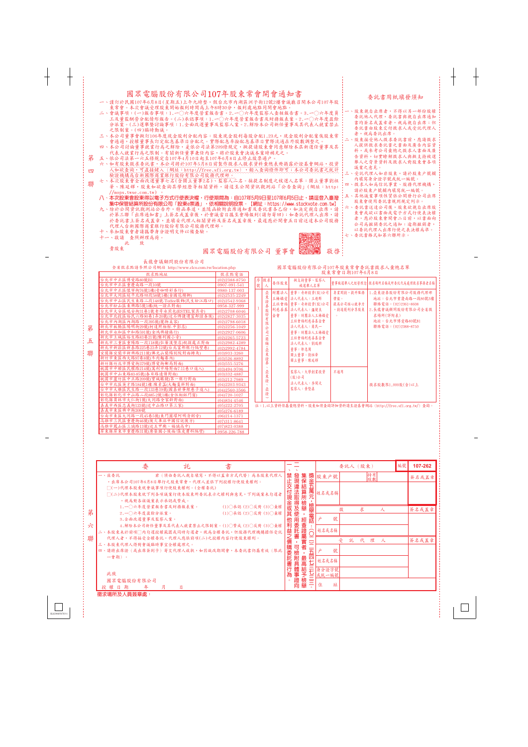# 國眾電腦股份有限公司107年股東常會開會通知書

一、謹訂於民國107年6月8日(星期五)上午九時整，假台北市內湖區洲子街12號2樓會議廳召開本公司107年股東常會。本次會議受理股東開始報到時間為上午8時30分，報到處地點同開會地點。

二、會議事項：(一)報告事項：1.一〇六年度營業報告書。2.一〇六年度監察人查核報告書。3.一〇六年度員工及董監酬勞分配情形報告。(二)承認事項：1.一〇六年度營業報告書及財務報表案。2.一〇六年度盈餘分派案。(三)選舉暨討論事項：1.全面改選董事及監察人案。2.解除本公司新任董事及其代表人競業禁止之限制案。(四)臨時動議。

三、本公司董事會擬訂106年度現金股利分配內容：股東現金股利每股分配1.23元，現金股利分配案俟股東常會通過，授權董事長訂定配息基準日分配之。實際配息率按配息基準日實際流通在外股數調整之。

四、本公司討論董事競業行為之解除，處依公司法第209條規定，擬提請股東會同意解除本屆新選任董事及其代表人競業行為之限制。有關新任董事兼任內容，將於股東會決議本案時補充之。

五、依公司法第一六五條規定自107年4月10日起至107年6月8日止停止股票過戶。

六、如有股東徵求委託書，本公司將於107年5月8日前製作徵求人徵求資料彙總表冊揭露於證基會網站，投資人如欲查詢，可直接鍵入（網址：http://free.sfi.org.tw）「輸入查詢條件即可：本公司委託書之統計驗證機構為台新國際商業銀行股份有限公司股務代理部。

七、本次股東會全面改選董事七名(含獨立董事2名)、監察人二名。採提名制度之候選人名單：獨立董事劉祖菁、陳廷輝，股東如欲查詢其學經歷等相關資料，請逕至公開資訊觀測站「公告查詢」(網址：http://mops.twse.com.tw)。

八、**本次股東會股東得以電子方式行使表決權，行使期間為：自107年5月9日至107年6月5日止，請逕登入臺灣集中保管結算所股份有限公司「股東e票通」，依相關說明投票。【網址：https://www.stockvote.com.tw】**

九、除於公開資訊觀測站公告外，特函奉達，並隨函檢附出席通知書及委託書各乙份，如決定親自出席，請於第三聯「出席通知書」上簽名或蓋章後，於會議當日攜至會場報到(請勿寄回)；如委託代理人出席，請於委託書上簽名或蓋章，並填妥代理人相關資料及簽名或蓋章後，最遲應於開會五日前送達本公司股務代理人台新國際商業銀行股份有限公司股務代理部。

十、參加股東會者請攜帶身分證明文件以備查驗。

十一、穀請　查照辦理為荷。

此　　致

貴股東

國眾電腦股份有限公司　董事會　敬啟

## 委託書用紙須發須知

一、股東親自出席者，不得以另一部份股權委託他人代理，委託書與親自出席通知書均簽名或蓋章者，視為親自出席；但委託書由股東交付徵求人或受託代理人者，視為委託出席。

二、股東接受他人徵求委託書前，應請徵求人提供徵求委託書之書面及廣告內容資料，或參考公司彙總之徵求人書面及廣告資料，切實瞭解徵求人與被支持被選舉人之背景資料及徵求人對股東會各項議案之意見。

三、委託代理人如非股東，請於股東戶號欄內填寫身分證字號或統一編號。

四、徵求人如為信託事業、股務代理機構，請於股東戶號欄內填寫統一編號。

五、其他議案事項性質係由本公司出席股東會使用委託書規則規定列示。

六、委託書送達公司後，股東欲親自出席股東會或欲以書面或電子方式行使表決權者，應於股東會開會二日前，以書面向公司為撤銷委託之通知；逾期撤銷者，以委託代理人出席行使之表決權為準。

七、委託書格式如第六聯所示。

## 長龍會議顧問股份有限公司

全省徵求點請參照公司網站 http://www.clco.com.tw/location.php

| 徵求點地址 | 徵求點電話 |
|---|---|
| 台北市中正區博愛路80號B1 | (02)2388-8750 |
| 台北市中正區重慶南路一段10號 | 0907-091-541 |
| 台北市中正區漢寧街76號1樓(金咖啡彩券行) | 0980-137-003 |
| 台北市大同區延平北路四段58號1樓(金國花精標) | (02)2535-2249 |
| 台北市中山區民生東路二段148號 Toffee服飾(民生松江路口) | (02)2542-9368 |
| 台北市松山區東興路5號1樓(統一證正對面) | 0958-327-999 |
| 台北市大安區瑞安街31巷1號老爺水煎包(ESTEL家具旁) | (02)2708-6046 |
| 台北市北投區裕民六路90巷1弄20號(近石牌捷運審部證券後) | (02)2827-3035 |
| 台北市內湖區內湖路一段395號(麗純美容) | (02)2798-6018 |
| 新北市板橋區陽明街29號(向達世和鄰中新店) | (02)2256-1049 |
| 新北市永和區中和路591號(金鴻興鐘錶行) | (02)2927-0606 |
| 新北市土城區裕生路83巷21號(樂利國小旁) | (02)2265-5723 |
| 新北市三重區重陽路一段118號(弘晉漢堡店)統捷威正對面 | (02)2982-4289 |
| 新北市新莊區新泰路225巷25弄12號(台北富邦銀行隔壁巷) | (02)2992-4784 |
| 宜蘭縣宜蘭市新興路211號(佛光山蘭陽別院對面轉角) | (03)933-3260 |
| 新竹市東區西大路97巷8號(牛肉麵巷內) | (03)526-8892 |
| 新竹縣竹北市博愛街379號(博愛街郵局對面) | (03)555-5276 |
| 桃園市中壢區民權路214號(萬利市場對面行11巷口進入) | (03)494-9706 |
| 桃園市中山東路83-85號(春日路遠傳對面) | (03)332-4887 |
| 桃園市蘆竹區中正路209號(寶藏嚴殿(第一銀行對面 | (03)212-7989 |
| 台中市北區英才路184號1樓-陳素滿(大觀蓋飯對面) | (04)2203-9343 |
| 台中市大雅區民生路一段133巷19號(國泰世華銀巷子進入) | (04)2560-3566 |
| 彰化縣彰化市中山路二段885-2號1樓(全佳盛錢門窗) | (04)720-1027 |
| 彰化縣員林市大仁街1號(大同路全家斜對面) | (04)834-4546 |
| 嘉義市西區忠義街123號(近中山路口第三家) | (05)222-2705 |
| 嘉義市東區興中街206號 | (05)276-6189 |
| 台南市東區大同路一段45巷5號(東門圓環阿明清粥旁) | (06)214-1371 |
| 高雄市三民區重慶街46號(陳文車站中國信託後方) | (07)311-8641 |
| 高雄市鳳山區三誠路13號(近五甲廟、福誠高中) | (07)823-0388 |
| 屏東縣屏東市重慶路31號(屏東國小後面/孫晚厝利腸壁) | 0958-226-788 |

## 國眾電腦股份有限公司107年股東常會委託書徵求人彙總名單

股東會日期107年6月8日

| 序號 | 徵求人 | 委任股東 | 擬支持董事、監察人被選舉人名單 | 董事被選舉人之經營理念 | 徵求場所名稱及所在代為處理徵求事務者名稱 |
|---|---|---|---|---|---|
| 1 | 長龍會議顧問股份有限公司(自身：長龍會議顧問股份有限公司：五楊國際投資股份有限公司) | 財團法人王楊國際文化藝術基金會 | 董事：奇新投資(股)公司 法人代表人：王楊珉<br>董事：奇新投資(股)公司 法人代表人：溫健良<br>董事：財團法人王楊國際文化藝術基金會 法人代表人：周武一<br>董事：財團法人王楊國際文化藝術基金會 法人代表人：劉鳳群<br>董事：鄭惠慧<br>獨立董事：劉祖菁<br>獨立董事：陳廷輝 | 專業開創，提升服務價值；提高公司核心競爭力，創造股利分享股東。 | 1.長龍投資股份有限公司股務代理部 地址：台北市中正區重慶南路一段86號3樓 聯絡電話：(02)2361-8808<br>2.長龍會議顧問股份有限公司全省徵求場所(詳附表) 地址：台北市博愛路80號B1 聯絡電話：(02)2388-8750 |
| | | | 監察人：大華創業投資(股)公司 法人代表人：李閎天<br>監察人：黃瑩森 | 不適用 | 徵求股數限1,000股(含)以上 |

註：1.以上資料係基彙總資料，股東如須查詢詳細資料請至證基會網站（http://free.sfi.org.tw/）查詢。

## 委託書

一、茲委託＿＿＿＿君（須由委託人親自填寫，不得以蓋章方式代替）為本股東代理人，出席本公司107年6月8日舉行之股東常會，代理人並依下列授權行使股東權利：

□(一)代理本股東就會議事項全權行使股東權利。(全權委託)

□(二)代理本股東就下列各項議案行使本股東所委託表示之權利與意見，下列議案未勾選者，視為對各該議案表示承認或贊成。

1.一〇六年度營業報告書及財務報表案。　(1)○承認 (2)○反對 (3)○棄權

2.一〇六年度盈餘分派案。　(1)○承認 (2)○反對 (3)○棄權

3.全面改選董事及監察人案。

4.解除本公司新任董事及其代表人競業禁止之限制案。(1)○贊成 (2)○反對 (3)○棄權

二、本股東未於前項□內勾選授權範圍或同時勾選者，視為全權委任，但股務代理機構擔任受託代理人者，不得接受全權委任，代理人應依前項(二)之授權內容行使股東權利。

三、本股東代理人得對會議臨時事宜全權處理之。

四、請將出席證（或出席簽到卡）寄交代理人收執，如因故改期開會，本委託書仍屬有效（限此一會期）。

此致

國眾電腦股份有限公司

授權日期　　年　　月　　日

**徵求場所及人員簽章處：**

| 委託人（股東） | | | 編號 | 107-262 |
|---|---|---|---|---|
| 股東戶號 | | 持有股數 | | 簽名或蓋章 |
| 姓名或名稱 | | | | |
| 徵求人 | | | | 簽名或蓋章 |
| 戶號 | | | | |
| 姓名或名稱 | | | | |
| 受託代理人 | | | | 簽名或蓋章 |
| 戶號 | | | | |
| 姓名或名稱 | | | | |
| 身分證字號或統一編號 | | | | |
| 住址 | | | | |

一、獎金五萬元，檢舉電話：(02)2547-3333。集保結算所檢舉信箱：經查證屬實者，最高給予檢舉

二、發現違法取得及使用委託書，可檢附具體事證向

禁止交付現金或其他利益之價購委託書行為。